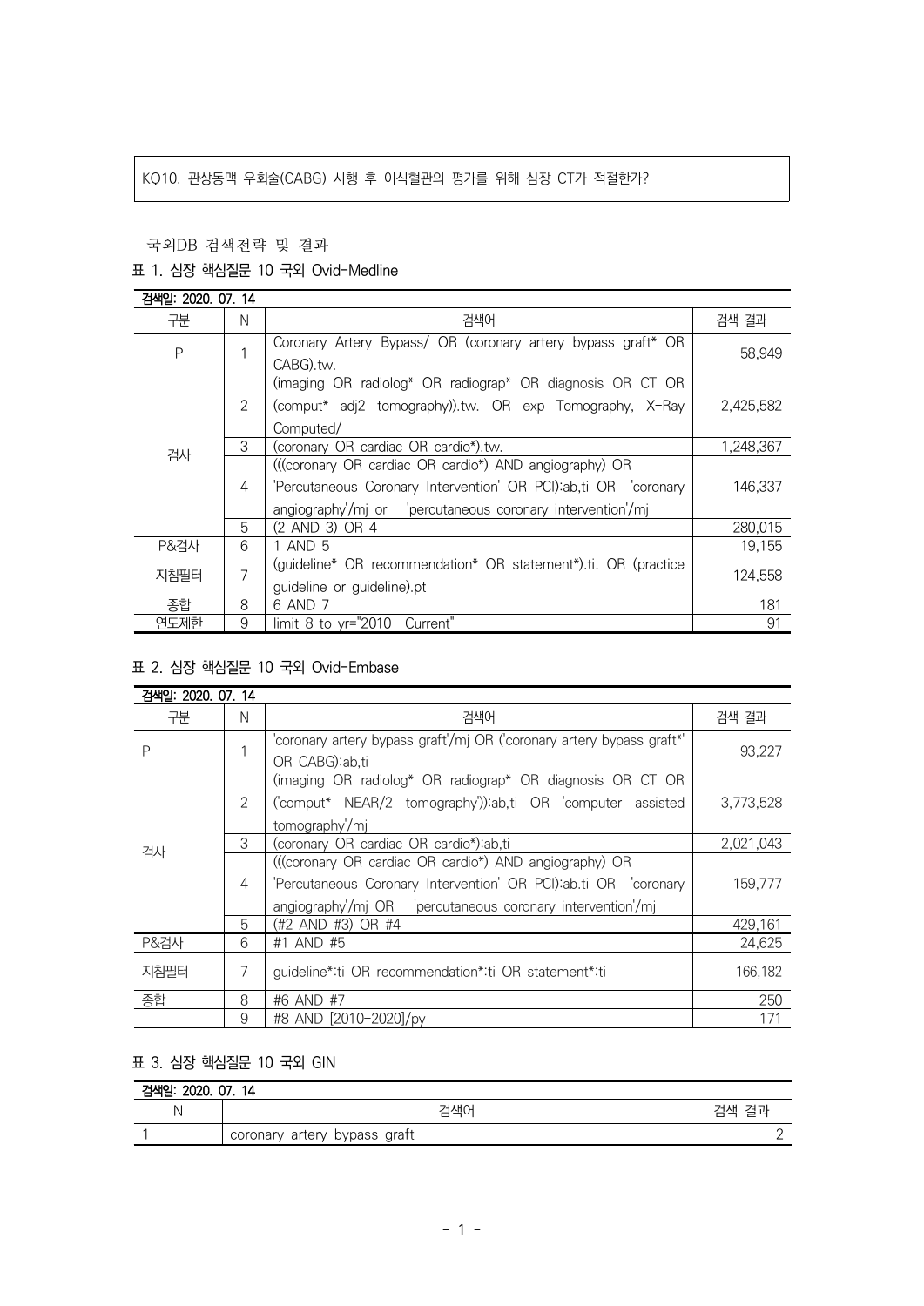KQ10. 관상동맥 우회술(CABG) 시행 후 이식혈관의 평가를 위해 심장 CT가 적절한가?

국외DB 검색전략 및 결과

표 1. 심장 핵심질문 10 국외 Ovid-Medline

| 검색일: 2020. 07. 14 | | | |
|---|---|---|---|
| 구분 | N | 검색어 | 검색 결과 |
| P | 1 | Coronary Artery Bypass/ OR (coronary artery bypass graft* OR CABG).tw. | 58,949 |
| 검사 | 2 | (imaging OR radiolog* OR radiograp* OR diagnosis OR CT OR (comput* adj2 tomography)).tw. OR exp Tomography, X-Ray Computed/ | 2,425,582 |
| | 3 | (coronary OR cardiac OR cardio*).tw. | 1,248,367 |
| | 4 | (((coronary OR cardiac OR cardio*) AND angiography) OR 'Percutaneous Coronary Intervention' OR PCI):ab,ti OR 'coronary angiography'/mj or 'percutaneous coronary intervention'/mj | 146,337 |
| | 5 | (2 AND 3) OR 4 | 280,015 |
| P&검사 | 6 | 1 AND 5 | 19,155 |
| 지침필터 | 7 | (guideline* OR recommendation* OR statement*).ti. OR (practice guideline or guideline).pt | 124,558 |
| 종합 | 8 | 6 AND 7 | 181 |
| 연도제한 | 9 | limit 8 to yr="2010 -Current" | 91 |

표 2. 심장 핵심질문 10 국외 Ovid-Embase

| 검색일: 2020. 07. 14 | | | |
|---|---|---|---|
| 구분 | N | 검색어 | 검색 결과 |
| P | 1 | 'coronary artery bypass graft'/mj OR ('coronary artery bypass graft*' OR CABG):ab,ti | 93,227 |
| 검사 | 2 | (imaging OR radiolog* OR radiograp* OR diagnosis OR CT OR ('comput* NEAR/2 tomography')):ab,ti OR 'computer assisted tomography'/mj | 3,773,528 |
| | 3 | (coronary OR cardiac OR cardio*):ab,ti | 2,021,043 |
| | 4 | (((coronary OR cardiac OR cardio*) AND angiography) OR 'Percutaneous Coronary Intervention' OR PCI):ab.ti OR 'coronary angiography'/mj OR 'percutaneous coronary intervention'/mj | 159,777 |
| | 5 | (#2 AND #3) OR #4 | 429,161 |
| P&검사 | 6 | #1 AND #5 | 24,625 |
| 지침필터 | 7 | guideline*:ti OR recommendation*:ti OR statement*:ti | 166,182 |
| 종합 | 8 | #6 AND #7 | 250 |
| | 9 | #8 AND [2010-2020]/py | 171 |

표 3. 심장 핵심질문 10 국외 GIN

| 검색일: 2020. 07. 14 | | |
|---|---|---|
| N | 검색어 | 검색 결과 |
| 1 | coronary artery bypass graft | 2 |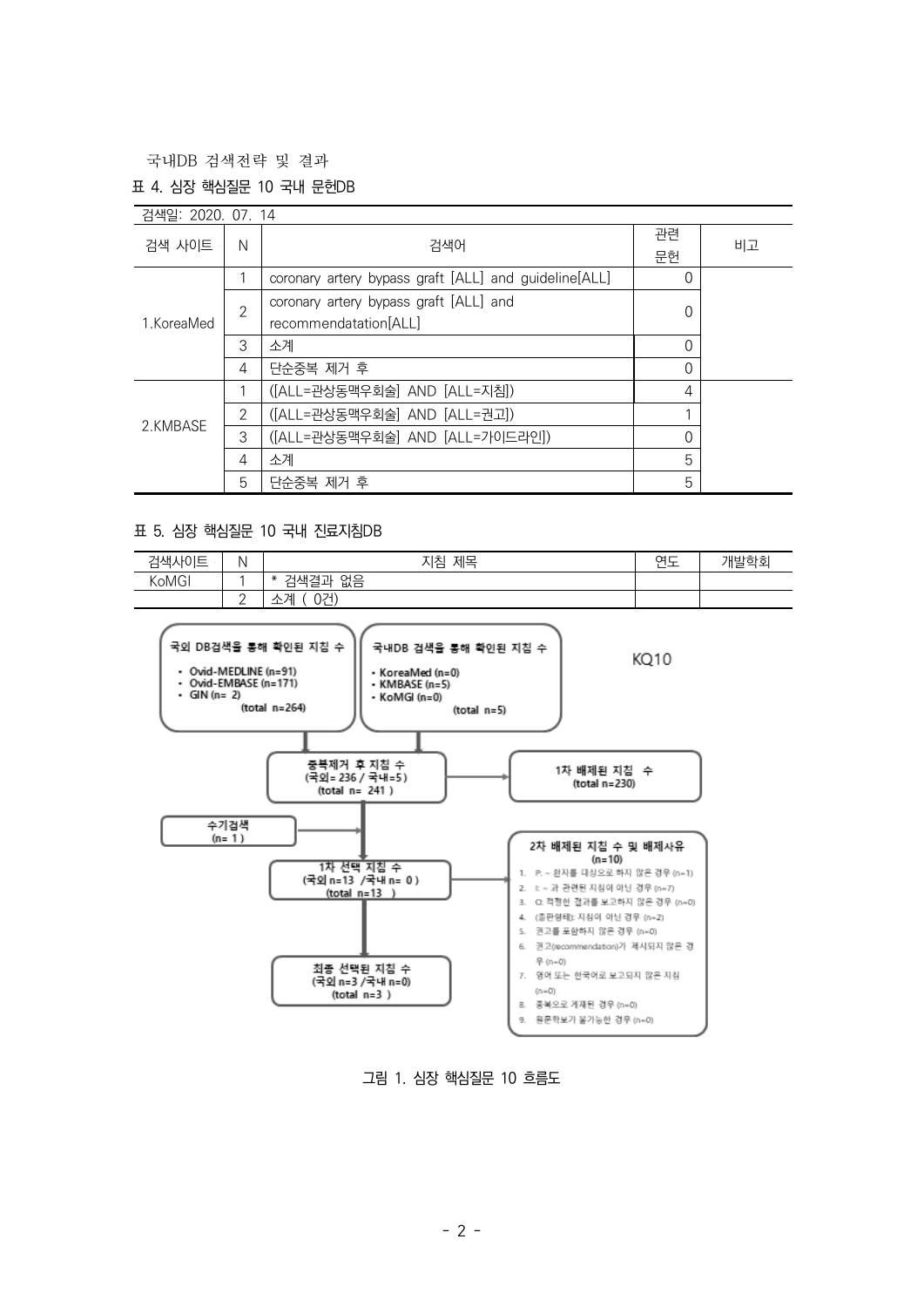국내DB 검색전략 및 결과

표 4. 심장 핵심질문 10 국내 문헌DB

| 검색일: 2020. 07. 14 | | | | |
|---|---|---|---|---|
| 검색 사이트 | N | 검색어 | 관련 문헌 | 비고 |
| 1.KoreaMed | 1 | coronary artery bypass graft [ALL] and guideline[ALL] | 0 | |
| | 2 | coronary artery bypass graft [ALL] and recommendatation[ALL] | 0 | |
| | 3 | 소계 | 0 | |
| | 4 | 단순중복 제거 후 | 0 | |
| 2.KMBASE | 1 | ([ALL=관상동맥우회술] AND [ALL=지침]) | 4 | |
| | 2 | ([ALL=관상동맥우회술] AND [ALL=권고]) | 1 | |
| | 3 | ([ALL=관상동맥우회술] AND [ALL=가이드라인]) | 0 | |
| | 4 | 소계 | 5 | |
| | 5 | 단순중복 제거 후 | 5 | |

표 5. 심장 핵심질문 10 국내 진료지침DB

| 검색사이트 | N | 지침 제목 | 연도 | 개발학회 |
|---|---|---|---|---|
| KoMGI | 1 | * 검색결과 없음 | | |
| | 2 | 소계 ( 0건) | | |

KQ10

국외 DB검색을 통해 확인된 지침 수
- Ovid-MEDLINE (n=91)
- Ovid-EMBASE (n=171)
- GIN (n= 2)
(total n=264)

국내DB 검색을 통해 확인된 지침 수
- KoreaMed (n=0)
- KMBASE (n=5)
- KoMGI (n=0)
(total n=5)

중복제거 후 지침 수
(국외= 236 / 국내=5)
(total n= 241 )

1차 배제된 지침 수
(total n=230)

수기검색
(n= 1 )

1차 선택 지침 수
(국외 n=13 /국내 n= 0 )
(total n=13 )

2차 배제된 지침 수 및 배제사유
(n=10)
1. P: ~ 환자를 대상으로 하지 않은 경우 (n=1)
2. I: ~ 과 관련된 지침이 아닌 경우 (n=7)
3. O: 적절한 결과를 보고하지 않은 경우 (n=0)
4. (출판형태): 지침이 아닌 경우 (n=2)
5. 권고를 포함하지 않은 경우 (n=0)
6. 권고(recommendation)가 제시되지 않은 경우 (n=0)
7. 영어 또는 한국어로 보고되지 않은 지침 (n=0)
8. 중복으로 게재된 경우 (n=0)
9. 원문확보가 불가능한 경우 (n=0)

최종 선택된 지침 수
(국외 n=3 /국내 n=0)
(total n=3 )

그림 1. 심장 핵심질문 10 흐름도